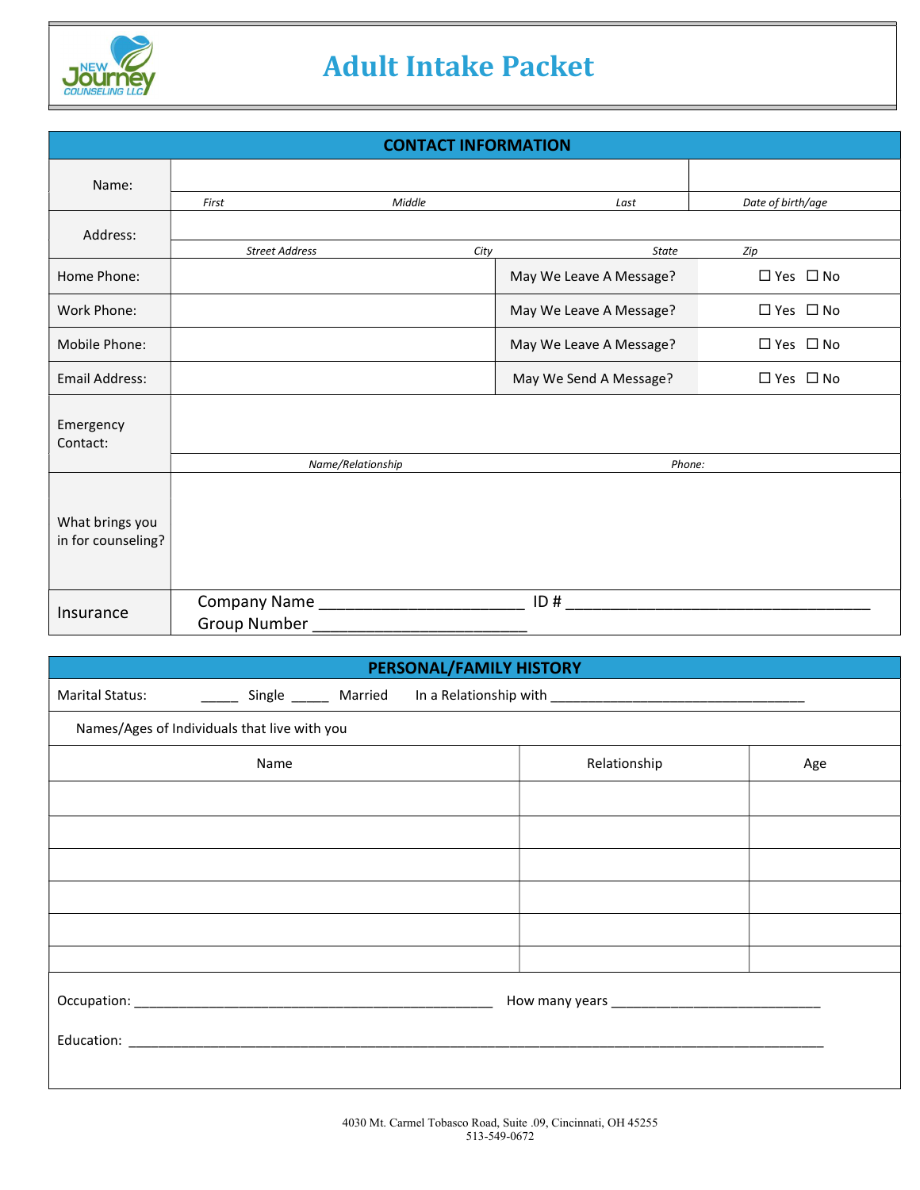# Adult Intake Packet

## CONTACT INFORMATION

| | | | |
|---|---|---|---|
| Name: | *First* *Middle* *Last* | | *Date of birth/age* |
| Address: | *Street Address* *City* *State* *Zip* | | |
| Home Phone: | | May We Leave A Message? | ☐ Yes ☐ No |
| Work Phone: | | May We Leave A Message? | ☐ Yes ☐ No |
| Mobile Phone: | | May We Leave A Message? | ☐ Yes ☐ No |
| Email Address: | | May We Send A Message? | ☐ Yes ☐ No |
| Emergency Contact: | *Name/Relationship* | *Phone:* | |
| What brings you in for counseling? | | | |
| Insurance | Company Name ________________________ ID # ____________________________________ Group Number ________________________ | | |

## PERSONAL/FAMILY HISTORY

Marital Status: _____ Single _____ Married In a Relationship with __________________________________

Names/Ages of Individuals that live with you

| Name | Relationship | Age |
|---|---|---|
| | | |
| | | |
| | | |
| | | |
| | | |
| | | |

Occupation: ________________________________________________ How many years ____________________________

Education: ____________________________________________________________________________________________

4030 Mt. Carmel Tobasco Road, Suite .09, Cincinnati, OH 45255
513-549-0672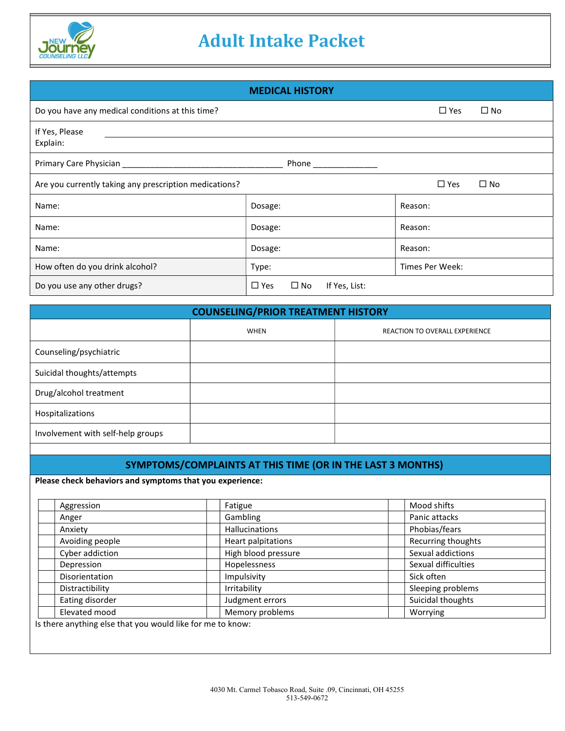# Adult Intake Packet

## MEDICAL HISTORY

| | | |
|---|---|---|
| Do you have any medical conditions at this time? | | ☐ Yes ☐ No |
| If Yes, Please Explain: | | |
| Primary Care Physician ___________________________________ Phone ______________ | | |
| Are you currently taking any prescription medications? | | ☐ Yes ☐ No |
| Name: | Dosage: | Reason: |
| Name: | Dosage: | Reason: |
| Name: | Dosage: | Reason: |
| How often do you drink alcohol? | Type: | Times Per Week: |
| Do you use any other drugs? | ☐ Yes ☐ No If Yes, List: | |

## COUNSELING/PRIOR TREATMENT HISTORY

| | WHEN | REACTION TO OVERALL EXPERIENCE |
|---|---|---|
| Counseling/psychiatric | | |
| Suicidal thoughts/attempts | | |
| Drug/alcohol treatment | | |
| Hospitalizations | | |
| Involvement with self-help groups | | |

## SYMPTOMS/COMPLAINTS AT THIS TIME (OR IN THE LAST 3 MONTHS)

**Please check behaviors and symptoms that you experience:**

| | | | | | |
|---|---|---|---|---|---|
| | Aggression | | Fatigue | | Mood shifts |
| | Anger | | Gambling | | Panic attacks |
| | Anxiety | | Hallucinations | | Phobias/fears |
| | Avoiding people | | Heart palpitations | | Recurring thoughts |
| | Cyber addiction | | High blood pressure | | Sexual addictions |
| | Depression | | Hopelessness | | Sexual difficulties |
| | Disorientation | | Impulsivity | | Sick often |
| | Distractibility | | Irritability | | Sleeping problems |
| | Eating disorder | | Judgment errors | | Suicidal thoughts |
| | Elevated mood | | Memory problems | | Worrying |

Is there anything else that you would like for me to know:

4030 Mt. Carmel Tobasco Road, Suite .09, Cincinnati, OH 45255
513-549-0672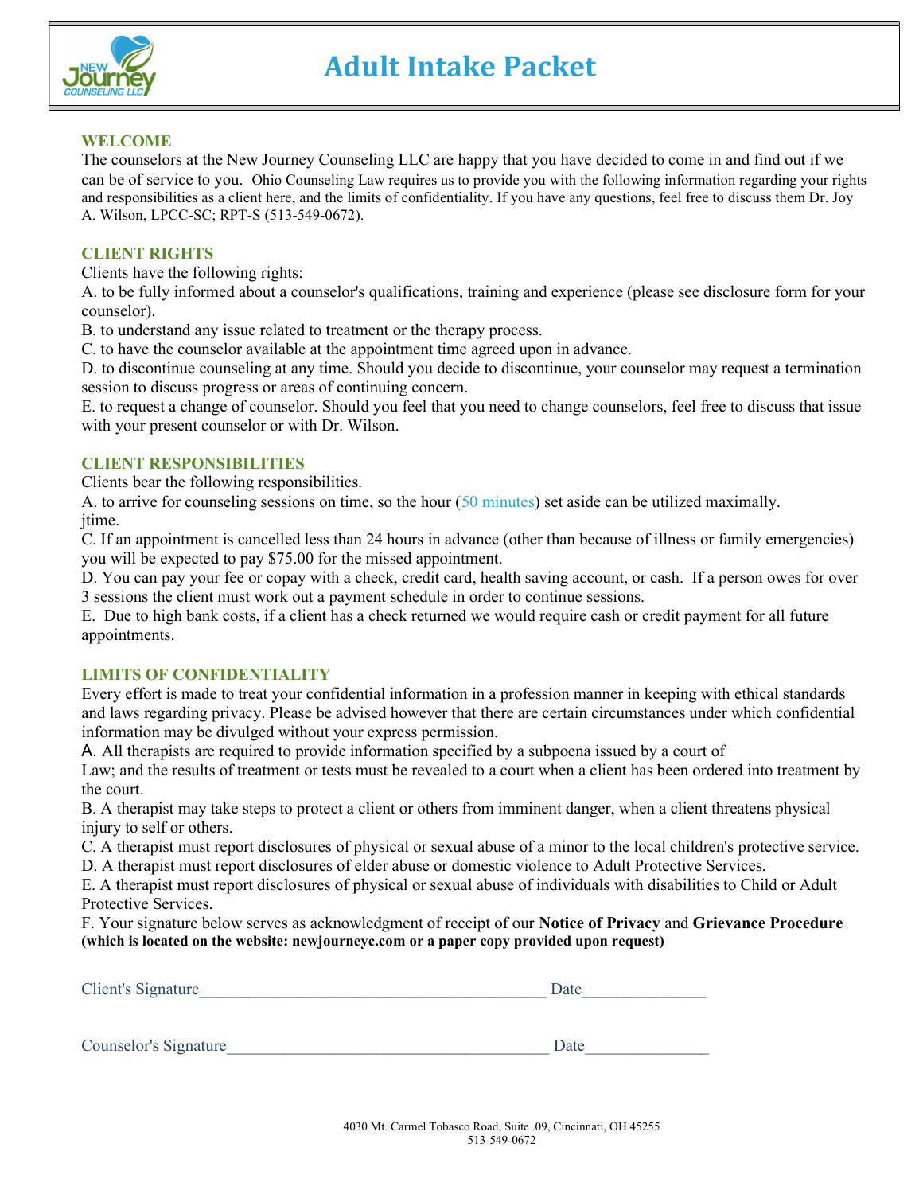# Adult Intake Packet

## WELCOME

The counselors at the New Journey Counseling LLC are happy that you have decided to come in and find out if we can be of service to you. Ohio Counseling Law requires us to provide you with the following information regarding your rights and responsibilities as a client here, and the limits of confidentiality. If you have any questions, feel free to discuss them Dr. Joy A. Wilson, LPCC-SC; RPT-S (513-549-0672).

## CLIENT RIGHTS

Clients have the following rights:

A. to be fully informed about a counselor's qualifications, training and experience (please see disclosure form for your counselor).

B. to understand any issue related to treatment or the therapy process.

C. to have the counselor available at the appointment time agreed upon in advance.

D. to discontinue counseling at any time. Should you decide to discontinue, your counselor may request a termination session to discuss progress or areas of continuing concern.

E. to request a change of counselor. Should you feel that you need to change counselors, feel free to discuss that issue with your present counselor or with Dr. Wilson.

## CLIENT RESPONSIBILITIES

Clients bear the following responsibilities.

A. to arrive for counseling sessions on time, so the hour (50 minutes) set aside can be utilized maximally.
jtime.

C. If an appointment is cancelled less than 24 hours in advance (other than because of illness or family emergencies) you will be expected to pay $75.00 for the missed appointment.

D. You can pay your fee or copay with a check, credit card, health saving account, or cash. If a person owes for over 3 sessions the client must work out a payment schedule in order to continue sessions.

E. Due to high bank costs, if a client has a check returned we would require cash or credit payment for all future appointments.

## LIMITS OF CONFIDENTIALITY

Every effort is made to treat your confidential information in a profession manner in keeping with ethical standards and laws regarding privacy. Please be advised however that there are certain circumstances under which confidential information may be divulged without your express permission.

A. All therapists are required to provide information specified by a subpoena issued by a court of Law; and the results of treatment or tests must be revealed to a court when a client has been ordered into treatment by the court.

B. A therapist may take steps to protect a client or others from imminent danger, when a client threatens physical injury to self or others.

C. A therapist must report disclosures of physical or sexual abuse of a minor to the local children's protective service.

D. A therapist must report disclosures of elder abuse or domestic violence to Adult Protective Services.

E. A therapist must report disclosures of physical or sexual abuse of individuals with disabilities to Child or Adult Protective Services.

F. Your signature below serves as acknowledgment of receipt of our **Notice of Privacy** and **Grievance Procedure** **(which is located on the website: newjourneyc.com or a paper copy provided upon request)**

Client's Signature__________________________________________ Date_______________

Counselor's Signature_______________________________________ Date_______________

4030 Mt. Carmel Tobasco Road, Suite .09, Cincinnati, OH 45255
513-549-0672